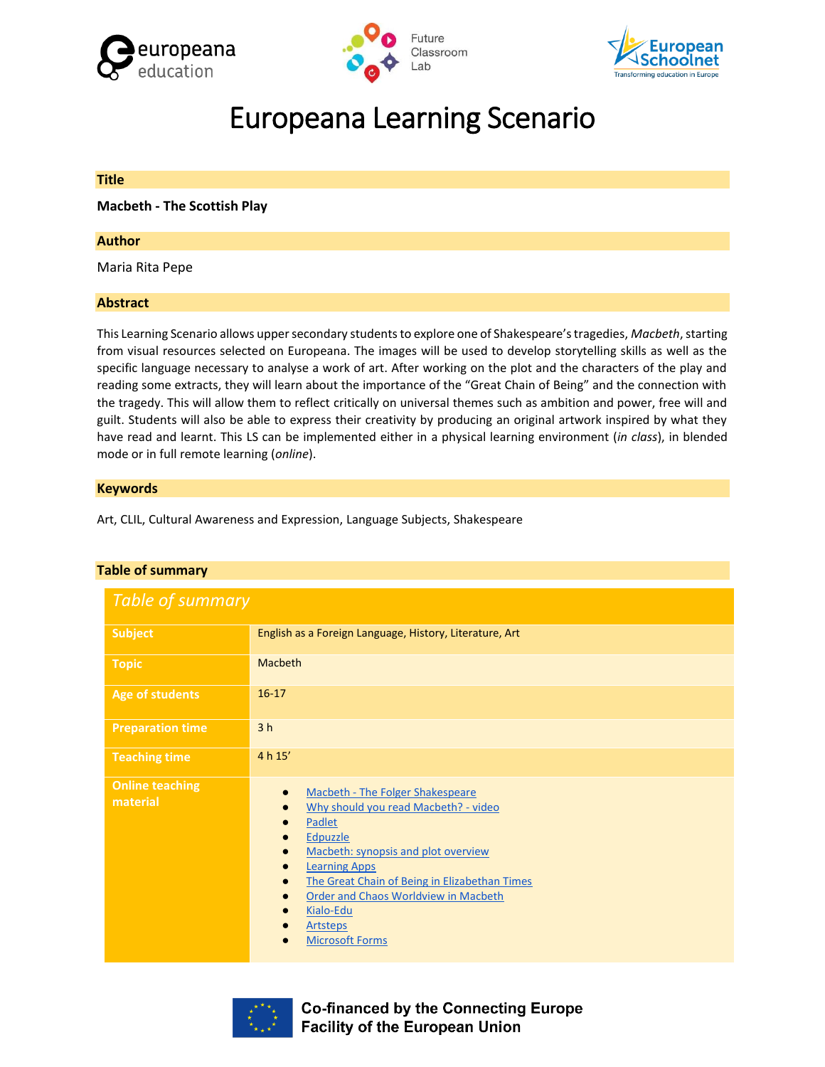# Europeana Learning Scenario

## Title

**Macbeth - The Scottish Play**

## Author

Maria Rita Pepe

## Abstract

This Learning Scenario allows upper secondary students to explore one of Shakespeare's tragedies, *Macbeth*, starting from visual resources selected on Europeana. The images will be used to develop storytelling skills as well as the specific language necessary to analyse a work of art. After working on the plot and the characters of the play and reading some extracts, they will learn about the importance of the "Great Chain of Being" and the connection with the tragedy. This will allow them to reflect critically on universal themes such as ambition and power, free will and guilt. Students will also be able to express their creativity by producing an original artwork inspired by what they have read and learnt. This LS can be implemented either in a physical learning environment (*in class*), in blended mode or in full remote learning (*online*).

## Keywords

Art, CLIL, Cultural Awareness and Expression, Language Subjects, Shakespeare

## Table of summary

| *Table of summary* | |
|---|---|
| **Subject** | English as a Foreign Language, History, Literature, Art |
| **Topic** | Macbeth |
| **Age of students** | 16-17 |
| **Preparation time** | 3 h |
| **Teaching time** | 4 h 15' |
| **Online teaching material** | • Macbeth - The Folger Shakespeare<br>• Why should you read Macbeth? - video<br>• Padlet<br>• Edpuzzle<br>• Macbeth: synopsis and plot overview<br>• Learning Apps<br>• The Great Chain of Being in Elizabethan Times<br>• Order and Chaos Worldview in Macbeth<br>• Kialo-Edu<br>• Artsteps<br>• Microsoft Forms |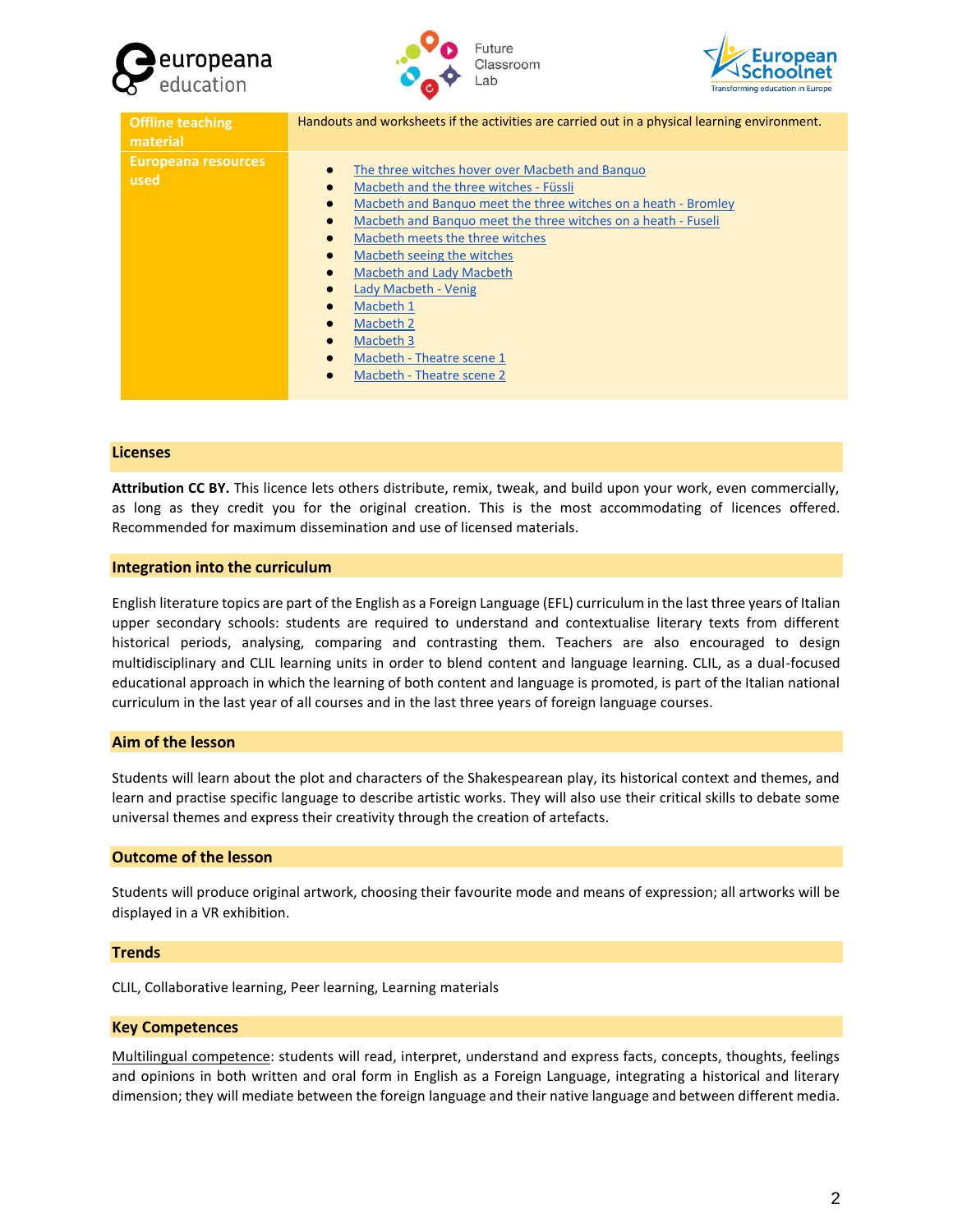| Offline teaching material | Handouts and worksheets if the activities are carried out in a physical learning environment. |
|---|---|
| Europeana resources used | • The three witches hover over Macbeth and Banquo<br>• Macbeth and the three witches - Füssli<br>• Macbeth and Banquo meet the three witches on a heath - Bromley<br>• Macbeth and Banquo meet the three witches on a heath - Fuseli<br>• Macbeth meets the three witches<br>• Macbeth seeing the witches<br>• Macbeth and Lady Macbeth<br>• Lady Macbeth - Venig<br>• Macbeth 1<br>• Macbeth 2<br>• Macbeth 3<br>• Macbeth - Theatre scene 1<br>• Macbeth - Theatre scene 2 |

## Licenses

**Attribution CC BY.** This licence lets others distribute, remix, tweak, and build upon your work, even commercially, as long as they credit you for the original creation. This is the most accommodating of licences offered. Recommended for maximum dissemination and use of licensed materials.

## Integration into the curriculum

English literature topics are part of the English as a Foreign Language (EFL) curriculum in the last three years of Italian upper secondary schools: students are required to understand and contextualise literary texts from different historical periods, analysing, comparing and contrasting them. Teachers are also encouraged to design multidisciplinary and CLIL learning units in order to blend content and language learning. CLIL, as a dual-focused educational approach in which the learning of both content and language is promoted, is part of the Italian national curriculum in the last year of all courses and in the last three years of foreign language courses.

## Aim of the lesson

Students will learn about the plot and characters of the Shakespearean play, its historical context and themes, and learn and practise specific language to describe artistic works. They will also use their critical skills to debate some universal themes and express their creativity through the creation of artefacts.

## Outcome of the lesson

Students will produce original artwork, choosing their favourite mode and means of expression; all artworks will be displayed in a VR exhibition.

## Trends

CLIL, Collaborative learning, Peer learning, Learning materials

## Key Competences

Multilingual competence: students will read, interpret, understand and express facts, concepts, thoughts, feelings and opinions in both written and oral form in English as a Foreign Language, integrating a historical and literary dimension; they will mediate between the foreign language and their native language and between different media.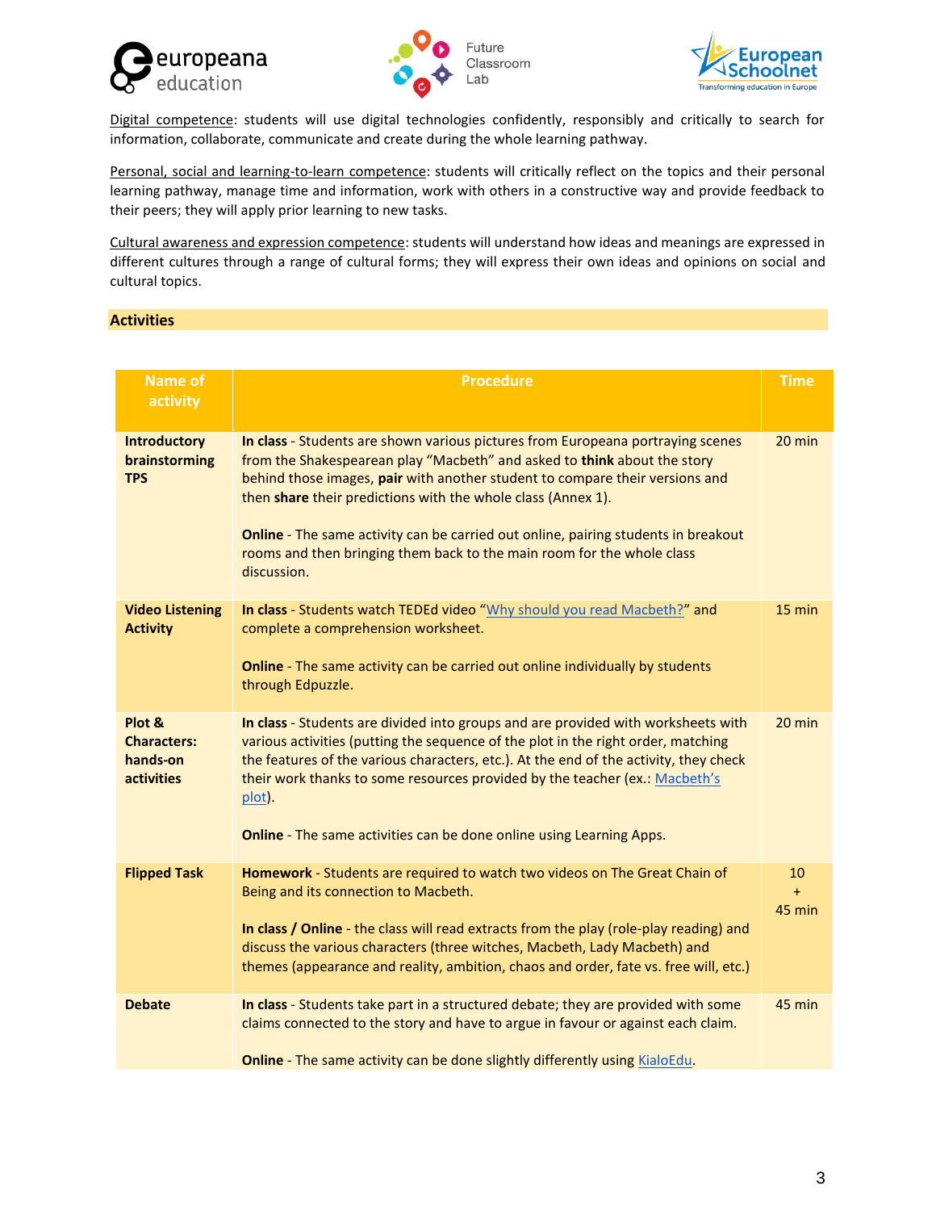Digital competence: students will use digital technologies confidently, responsibly and critically to search for information, collaborate, communicate and create during the whole learning pathway.

Personal, social and learning-to-learn competence: students will critically reflect on the topics and their personal learning pathway, manage time and information, work with others in a constructive way and provide feedback to their peers; they will apply prior learning to new tasks.

Cultural awareness and expression competence: students will understand how ideas and meanings are expressed in different cultures through a range of cultural forms; they will express their own ideas and opinions on social and cultural topics.

## Activities

| Name of activity | Procedure | Time |
|---|---|---|
| **Introductory brainstorming TPS** | **In class** - Students are shown various pictures from Europeana portraying scenes from the Shakespearean play "Macbeth" and asked to **think** about the story behind those images, **pair** with another student to compare their versions and then **share** their predictions with the whole class (Annex 1).<br><br>**Online** - The same activity can be carried out online, pairing students in breakout rooms and then bringing them back to the main room for the whole class discussion. | 20 min |
| **Video Listening Activity** | **In class** - Students watch TEDEd video "Why should you read Macbeth?" and complete a comprehension worksheet.<br><br>**Online** - The same activity can be carried out online individually by students through Edpuzzle. | 15 min |
| **Plot & Characters: hands-on activities** | **In class** - Students are divided into groups and are provided with worksheets with various activities (putting the sequence of the plot in the right order, matching the features of the various characters, etc.). At the end of the activity, they check their work thanks to some resources provided by the teacher (ex.: Macbeth's plot).<br><br>**Online** - The same activities can be done online using Learning Apps. | 20 min |
| **Flipped Task** | **Homework** - Students are required to watch two videos on The Great Chain of Being and its connection to Macbeth.<br><br>**In class / Online** - the class will read extracts from the play (role-play reading) and discuss the various characters (three witches, Macbeth, Lady Macbeth) and themes (appearance and reality, ambition, chaos and order, fate vs. free will, etc.) | 10 + 45 min |
| **Debate** | **In class** - Students take part in a structured debate; they are provided with some claims connected to the story and have to argue in favour or against each claim.<br><br>**Online** - The same activity can be done slightly differently using KialoEdu. | 45 min |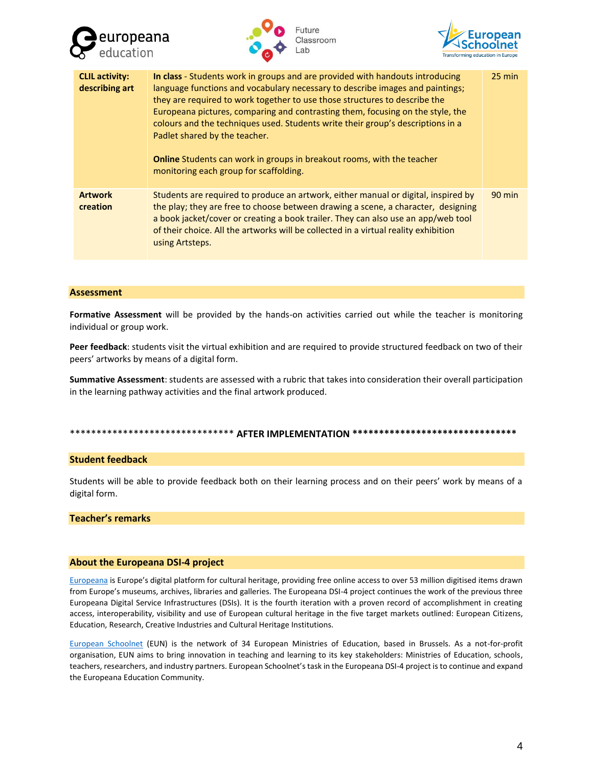| | | |
|---|---|---|
| **CLIL activity: describing art** | **In class** - Students work in groups and are provided with handouts introducing language functions and vocabulary necessary to describe images and paintings; they are required to work together to use those structures to describe the Europeana pictures, comparing and contrasting them, focusing on the style, the colours and the techniques used. Students write their group's descriptions in a Padlet shared by the teacher.<br><br>**Online** Students can work in groups in breakout rooms, with the teacher monitoring each group for scaffolding. | 25 min |
| **Artwork creation** | Students are required to produce an artwork, either manual or digital, inspired by the play; they are free to choose between drawing a scene, a character, designing a book jacket/cover or creating a book trailer. They can also use an app/web tool of their choice. All the artworks will be collected in a virtual reality exhibition using Artsteps. | 90 min |

## Assessment

**Formative Assessment** will be provided by the hands-on activities carried out while the teacher is monitoring individual or group work.

**Peer feedback**: students visit the virtual exhibition and are required to provide structured feedback on two of their peers' artworks by means of a digital form.

**Summative Assessment**: students are assessed with a rubric that takes into consideration their overall participation in the learning pathway activities and the final artwork produced.

******************************** **AFTER IMPLEMENTATION** ********************************

## Student feedback

Students will be able to provide feedback both on their learning process and on their peers' work by means of a digital form.

## Teacher's remarks

## About the Europeana DSI-4 project

Europeana is Europe's digital platform for cultural heritage, providing free online access to over 53 million digitised items drawn from Europe's museums, archives, libraries and galleries. The Europeana DSI-4 project continues the work of the previous three Europeana Digital Service Infrastructures (DSIs). It is the fourth iteration with a proven record of accomplishment in creating access, interoperability, visibility and use of European cultural heritage in the five target markets outlined: European Citizens, Education, Research, Creative Industries and Cultural Heritage Institutions.

European Schoolnet (EUN) is the network of 34 European Ministries of Education, based in Brussels. As a not-for-profit organisation, EUN aims to bring innovation in teaching and learning to its key stakeholders: Ministries of Education, schools, teachers, researchers, and industry partners. European Schoolnet's task in the Europeana DSI-4 project is to continue and expand the Europeana Education Community.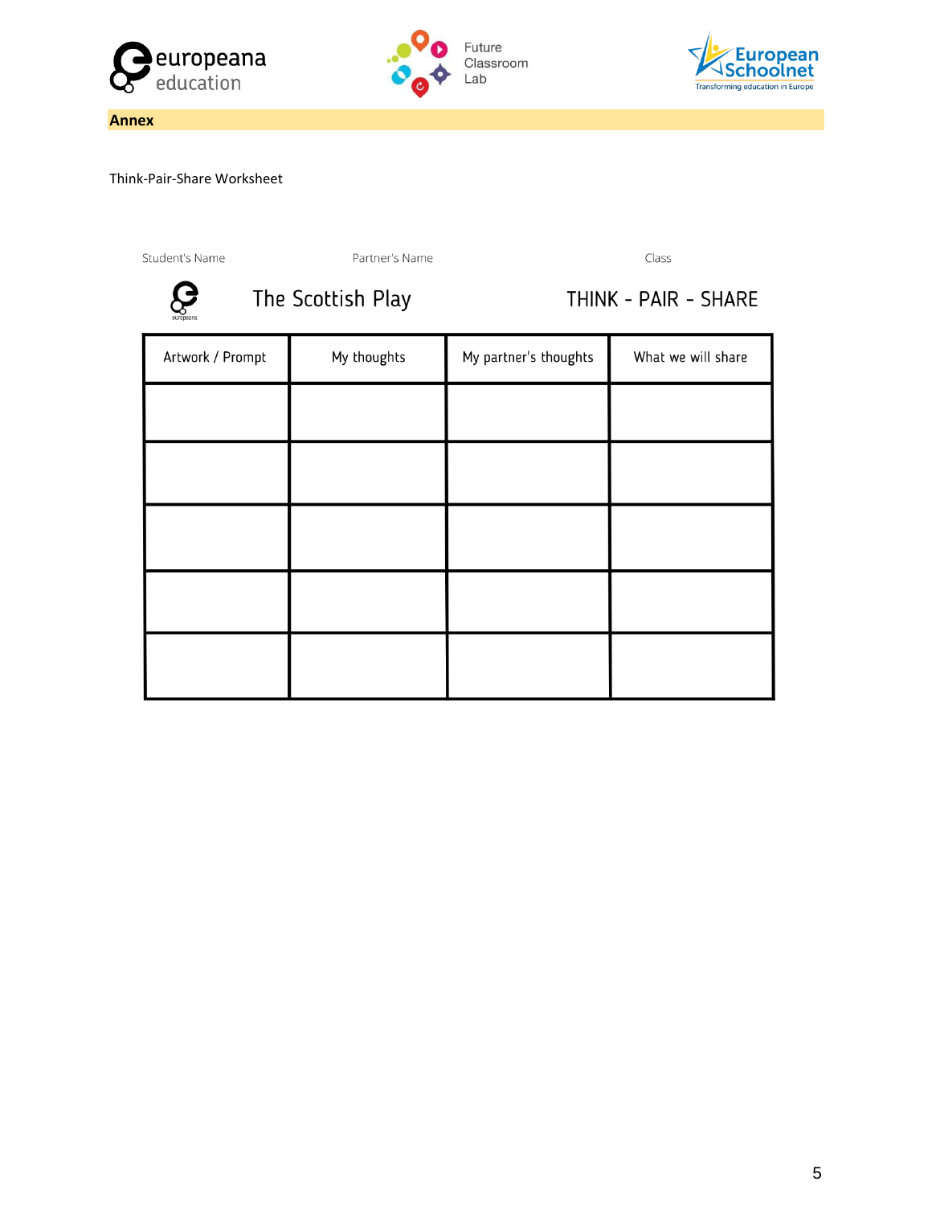**Annex**

Think-Pair-Share Worksheet

Student's Name　　　　　　Partner's Name　　　　　　Class

The Scottish Play　　　　　　THINK - PAIR - SHARE

| Artwork / Prompt | My thoughts | My partner's thoughts | What we will share |
|---|---|---|---|
| | | | |
| | | | |
| | | | |
| | | | |
| | | | |